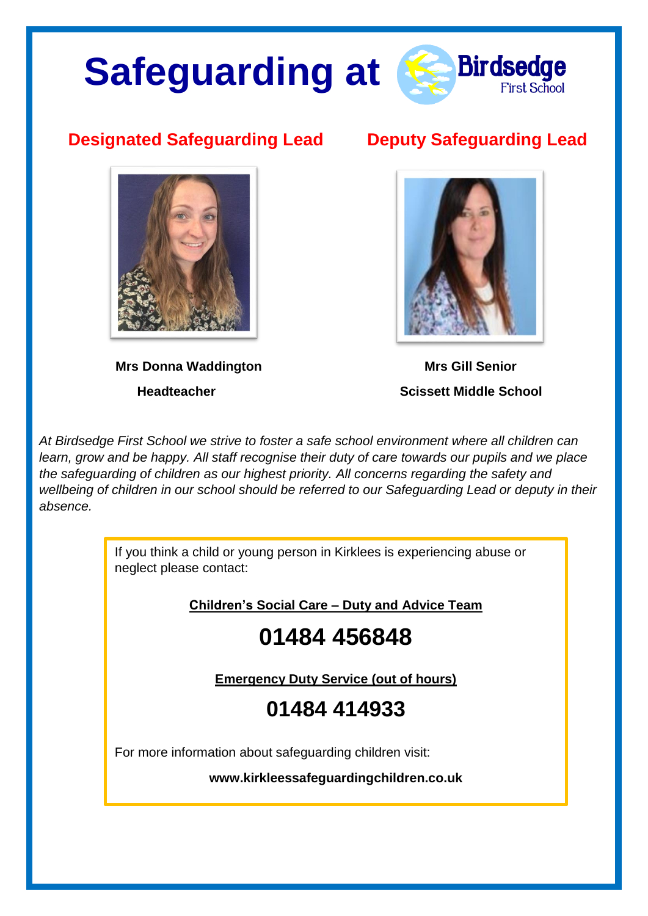# Safeguarding at Birdsedge First School

## Designated Safeguarding Lead

**Mrs Donna Waddington**

**Headteacher**

## Deputy Safeguarding Lead

**Mrs Gill Senior**

**Scissett Middle School**

*At Birdsedge First School we strive to foster a safe school environment where all children can learn, grow and be happy. All staff recognise their duty of care towards our pupils and we place the safeguarding of children as our highest priority. All concerns regarding the safety and wellbeing of children in our school should be referred to our Safeguarding Lead or deputy in their absence.*

If you think a child or young person in Kirklees is experiencing abuse or neglect please contact:

**Children's Social Care – Duty and Advice Team**

# 01484 456848

**Emergency Duty Service (out of hours)**

# 01484 414933

For more information about safeguarding children visit:

**www.kirkleessafeguardingchildren.co.uk**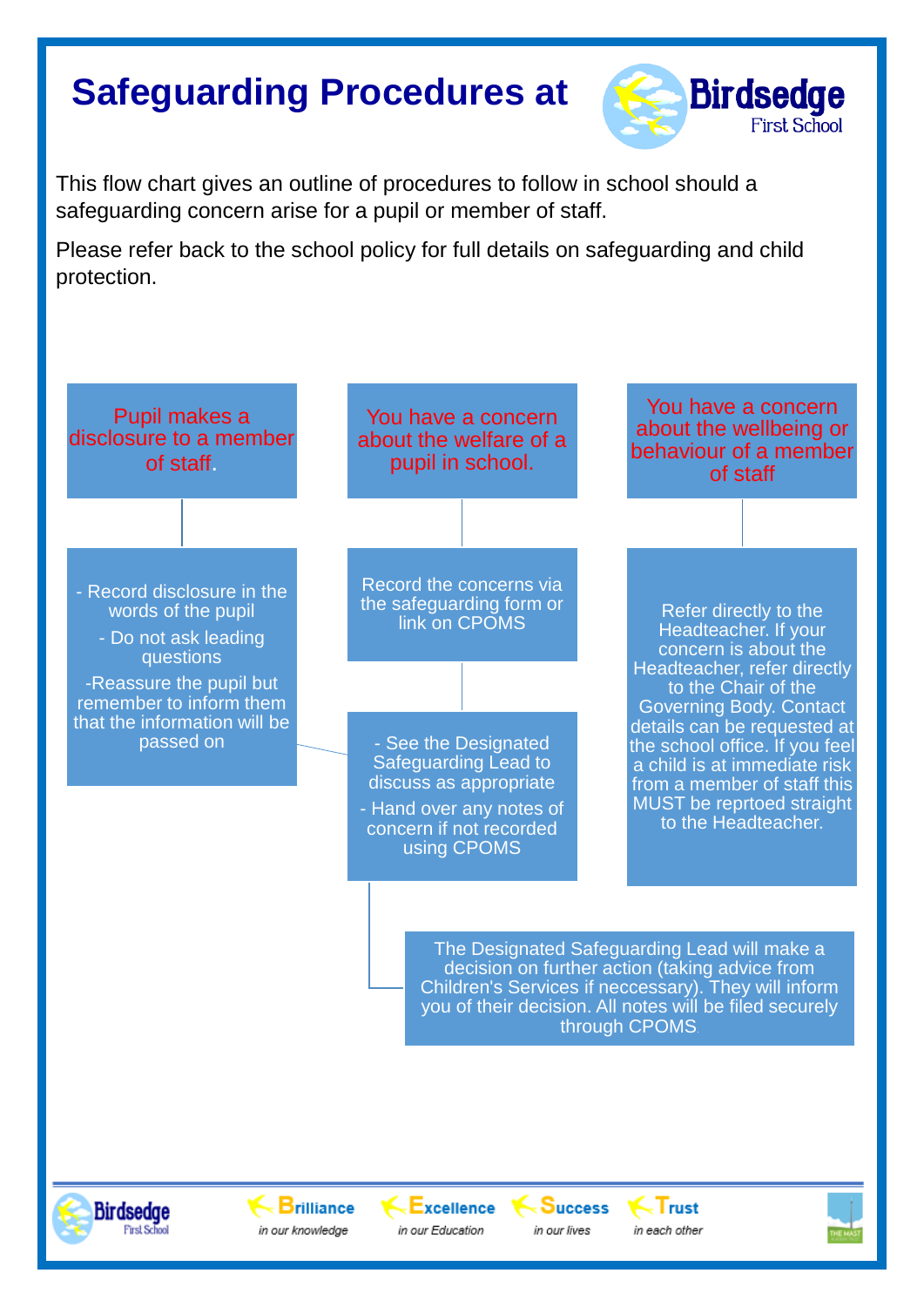# Safeguarding Procedures at Birdsedge First School

This flow chart gives an outline of procedures to follow in school should a safeguarding concern arise for a pupil or member of staff.

Please refer back to the school policy for full details on safeguarding and child protection.

**Pupil makes a disclosure to a member of staff.**

- Record disclosure in the words of the pupil
- Do not ask leading questions
- Reassure the pupil but remember to inform them that the information will be passed on

**You have a concern about the welfare of a pupil in school.**

Record the concerns via the safeguarding form or link on CPOMS

- See the Designated Safeguarding Lead to discuss as appropriate
- Hand over any notes of concern if not recorded using CPOMS

The Designated Safeguarding Lead will make a decision on further action (taking advice from Children's Services if neccessary). They will inform you of their decision. All notes will be filed securely through CPOMS.

**You have a concern about the wellbeing or behaviour of a member of staff**

Refer directly to the Headteacher. If your concern is about the Headteacher, refer directly to the Chair of the Governing Body. Contact details can be requested at the school office. If you feel a child is at immediate risk from a member of staff this MUST be reprtoed straight to the Headteacher.

Brilliance *in our knowledge* · Excellence *in our Education* · Success *in our lives* · Trust *in each other*